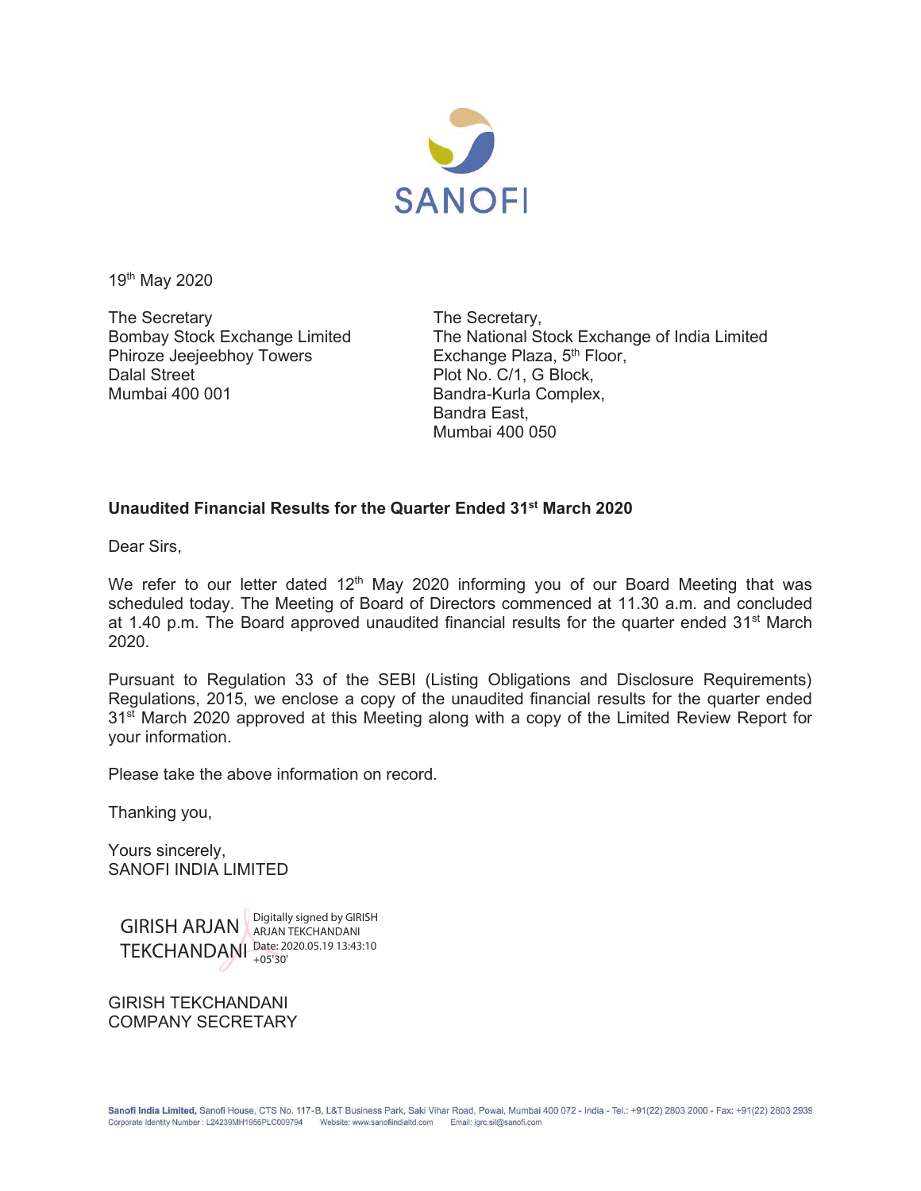SANOFI

19th May 2020

The Secretary
Bombay Stock Exchange Limited
Phiroze Jeejeebhoy Towers
Dalal Street
Mumbai 400 001

The Secretary,
The National Stock Exchange of India Limited
Exchange Plaza, 5th Floor,
Plot No. C/1, G Block,
Bandra-Kurla Complex,
Bandra East,
Mumbai 400 050

**Unaudited Financial Results for the Quarter Ended 31st March 2020**

Dear Sirs,

We refer to our letter dated 12th May 2020 informing you of our Board Meeting that was scheduled today. The Meeting of Board of Directors commenced at 11.30 a.m. and concluded at 1.40 p.m. The Board approved unaudited financial results for the quarter ended 31st March 2020.

Pursuant to Regulation 33 of the SEBI (Listing Obligations and Disclosure Requirements) Regulations, 2015, we enclose a copy of the unaudited financial results for the quarter ended 31st March 2020 approved at this Meeting along with a copy of the Limited Review Report for your information.

Please take the above information on record.

Thanking you,

Yours sincerely,
SANOFI INDIA LIMITED

GIRISH ARJAN TEKCHANDANI — Digitally signed by GIRISH ARJAN TEKCHANDANI Date: 2020.05.19 13:43:10 +05'30'

GIRISH TEKCHANDANI
COMPANY SECRETARY

**Sanofi India Limited,** Sanofi House, CTS No. 117-B, L&T Business Park, Saki Vihar Road, Powai, Mumbai 400 072 - India - Tel.: +91(22) 2803 2000 - Fax: +91(22) 2803 2939
Corporate Identity Number : L24239MH1956PLC009794 Website: www.sanofiindialtd.com Email: igrc.sil@sanofi.com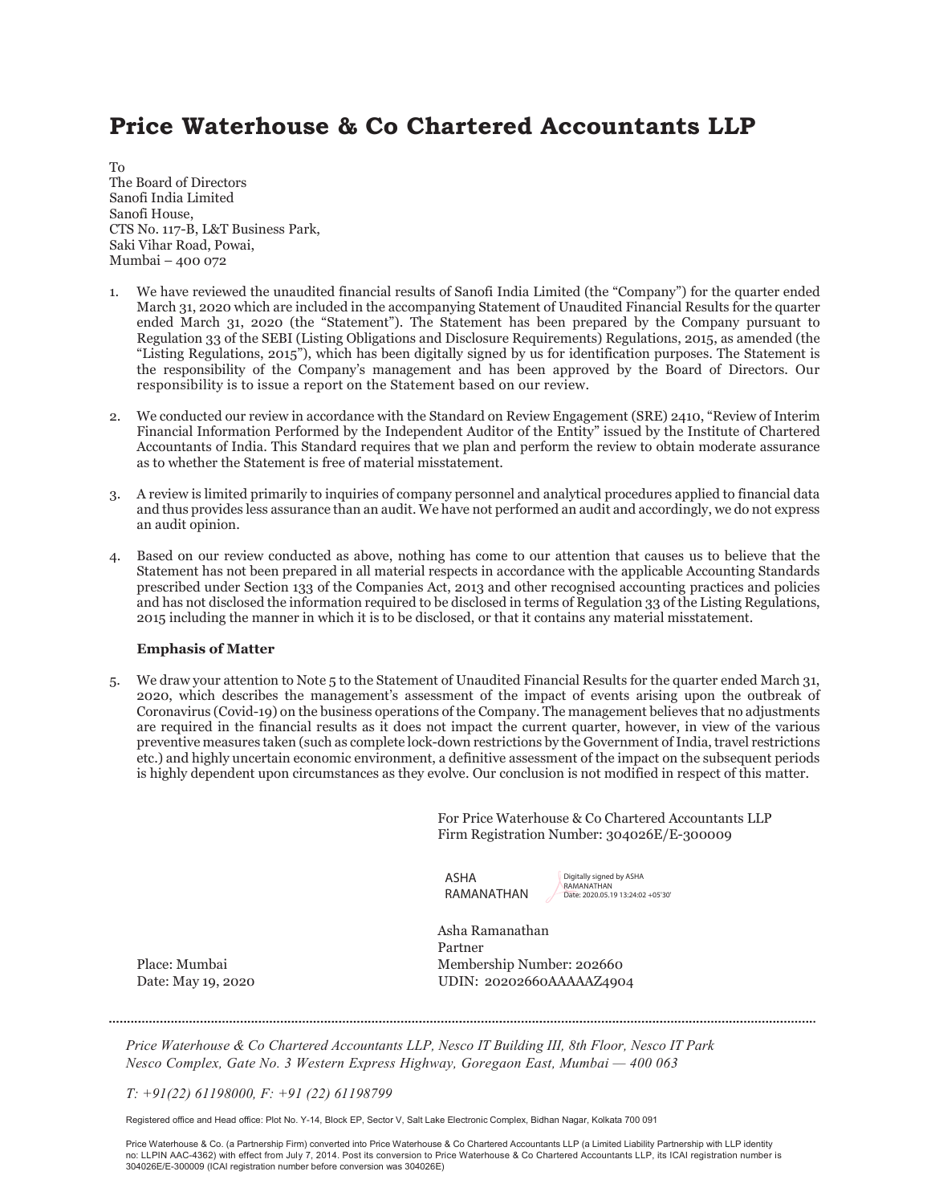# Price Waterhouse & Co Chartered Accountants LLP

To
The Board of Directors
Sanofi India Limited
Sanofi House,
CTS No. 117-B, L&T Business Park,
Saki Vihar Road, Powai,
Mumbai – 400 072

1. We have reviewed the unaudited financial results of Sanofi India Limited (the "Company") for the quarter ended March 31, 2020 which are included in the accompanying Statement of Unaudited Financial Results for the quarter ended March 31, 2020 (the "Statement"). The Statement has been prepared by the Company pursuant to Regulation 33 of the SEBI (Listing Obligations and Disclosure Requirements) Regulations, 2015, as amended (the "Listing Regulations, 2015"), which has been digitally signed by us for identification purposes. The Statement is the responsibility of the Company's management and has been approved by the Board of Directors. Our responsibility is to issue a report on the Statement based on our review.

2. We conducted our review in accordance with the Standard on Review Engagement (SRE) 2410, "Review of Interim Financial Information Performed by the Independent Auditor of the Entity" issued by the Institute of Chartered Accountants of India. This Standard requires that we plan and perform the review to obtain moderate assurance as to whether the Statement is free of material misstatement.

3. A review is limited primarily to inquiries of company personnel and analytical procedures applied to financial data and thus provides less assurance than an audit. We have not performed an audit and accordingly, we do not express an audit opinion.

4. Based on our review conducted as above, nothing has come to our attention that causes us to believe that the Statement has not been prepared in all material respects in accordance with the applicable Accounting Standards prescribed under Section 133 of the Companies Act, 2013 and other recognised accounting practices and policies and has not disclosed the information required to be disclosed in terms of Regulation 33 of the Listing Regulations, 2015 including the manner in which it is to be disclosed, or that it contains any material misstatement.

**Emphasis of Matter**

5. We draw your attention to Note 5 to the Statement of Unaudited Financial Results for the quarter ended March 31, 2020, which describes the management's assessment of the impact of events arising upon the outbreak of Coronavirus (Covid-19) on the business operations of the Company. The management believes that no adjustments are required in the financial results as it does not impact the current quarter, however, in view of the various preventive measures taken (such as complete lock-down restrictions by the Government of India, travel restrictions etc.) and highly uncertain economic environment, a definitive assessment of the impact on the subsequent periods is highly dependent upon circumstances as they evolve. Our conclusion is not modified in respect of this matter.

For Price Waterhouse & Co Chartered Accountants LLP
Firm Registration Number: 304026E/E-300009

ASHA RAMANATHAN
Digitally signed by ASHA RAMANATHAN
Date: 2020.05.19 13:24:02 +05'30'

Asha Ramanathan
Partner
Membership Number: 202660
UDIN: 20202660AAAAAZ4904

Place: Mumbai
Date: May 19, 2020

*Price Waterhouse & Co Chartered Accountants LLP, Nesco IT Building III, 8th Floor, Nesco IT Park Nesco Complex, Gate No. 3 Western Express Highway, Goregaon East, Mumbai — 400 063*

*T: +91(22) 61198000, F: +91 (22) 61198799*

Registered office and Head office: Plot No. Y-14, Block EP, Sector V, Salt Lake Electronic Complex, Bidhan Nagar, Kolkata 700 091

Price Waterhouse & Co. (a Partnership Firm) converted into Price Waterhouse & Co Chartered Accountants LLP (a Limited Liability Partnership with LLP identity no: LLPIN AAC-4362) with effect from July 7, 2014. Post its conversion to Price Waterhouse & Co Chartered Accountants LLP, its ICAI registration number is 304026E/E-300009 (ICAI registration number before conversion was 304026E)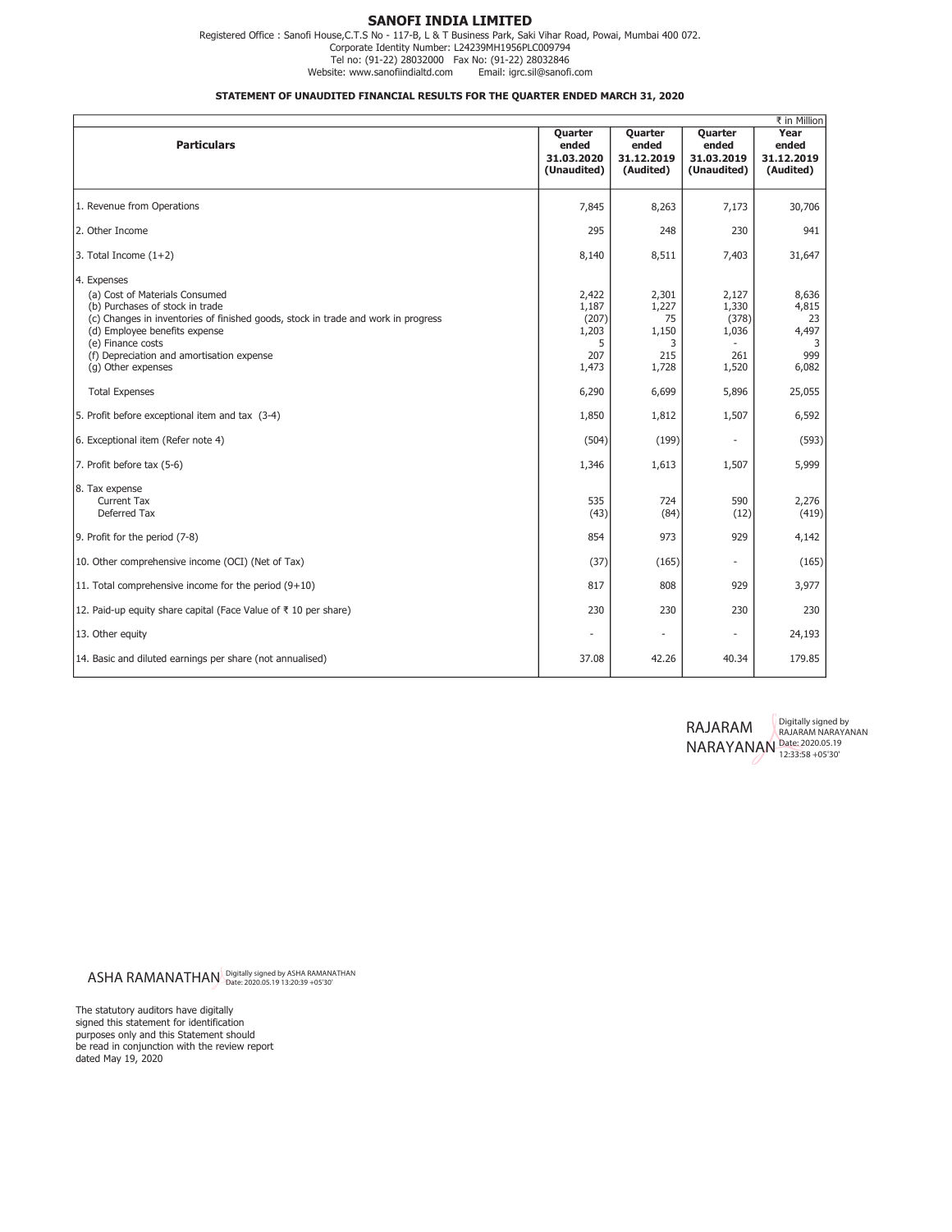# SANOFI INDIA LIMITED

Registered Office : Sanofi House,C.T.S No - 117-B, L & T Business Park, Saki Vihar Road, Powai, Mumbai 400 072.
Corporate Identity Number: L24239MH1956PLC009794
Tel no: (91-22) 28032000 Fax No: (91-22) 28032846
Website: www.sanofiindialtd.com Email: igrc.sil@sanofi.com

## STATEMENT OF UNAUDITED FINANCIAL RESULTS FOR THE QUARTER ENDED MARCH 31, 2020

₹ in Million

| Particulars | Quarter ended 31.03.2020 (Unaudited) | Quarter ended 31.12.2019 (Audited) | Quarter ended 31.03.2019 (Unaudited) | Year ended 31.12.2019 (Audited) |
|---|---|---|---|---|
| 1. Revenue from Operations | 7,845 | 8,263 | 7,173 | 30,706 |
| 2. Other Income | 295 | 248 | 230 | 941 |
| 3. Total Income (1+2) | 8,140 | 8,511 | 7,403 | 31,647 |
| 4. Expenses | | | | |
| (a) Cost of Materials Consumed | 2,422 | 2,301 | 2,127 | 8,636 |
| (b) Purchases of stock in trade | 1,187 | 1,227 | 1,330 | 4,815 |
| (c) Changes in inventories of finished goods, stock in trade and work in progress | (207) | 75 | (378) | 23 |
| (d) Employee benefits expense | 1,203 | 1,150 | 1,036 | 4,497 |
| (e) Finance costs | 5 | 3 | - | 3 |
| (f) Depreciation and amortisation expense | 207 | 215 | 261 | 999 |
| (g) Other expenses | 1,473 | 1,728 | 1,520 | 6,082 |
| Total Expenses | 6,290 | 6,699 | 5,896 | 25,055 |
| 5. Profit before exceptional item and tax (3-4) | 1,850 | 1,812 | 1,507 | 6,592 |
| 6. Exceptional item (Refer note 4) | (504) | (199) | - | (593) |
| 7. Profit before tax (5-6) | 1,346 | 1,613 | 1,507 | 5,999 |
| 8. Tax expense | | | | |
| Current Tax | 535 | 724 | 590 | 2,276 |
| Deferred Tax | (43) | (84) | (12) | (419) |
| 9. Profit for the period (7-8) | 854 | 973 | 929 | 4,142 |
| 10. Other comprehensive income (OCI) (Net of Tax) | (37) | (165) | - | (165) |
| 11. Total comprehensive income for the period (9+10) | 817 | 808 | 929 | 3,977 |
| 12. Paid-up equity share capital (Face Value of ₹ 10 per share) | 230 | 230 | 230 | 230 |
| 13. Other equity | - | - | - | 24,193 |
| 14. Basic and diluted earnings per share (not annualised) | 37.08 | 42.26 | 40.34 | 179.85 |

RAJARAM NARAYANAN
Digitally signed by RAJARAM NARAYANAN
Date: 2020.05.19 12:33:58 +05'30'

ASHA RAMANATHAN
Digitally signed by ASHA RAMANATHAN
Date: 2020.05.19 13:20:39 +05'30'

The statutory auditors have digitally signed this statement for identification purposes only and this Statement should be read in conjunction with the review report dated May 19, 2020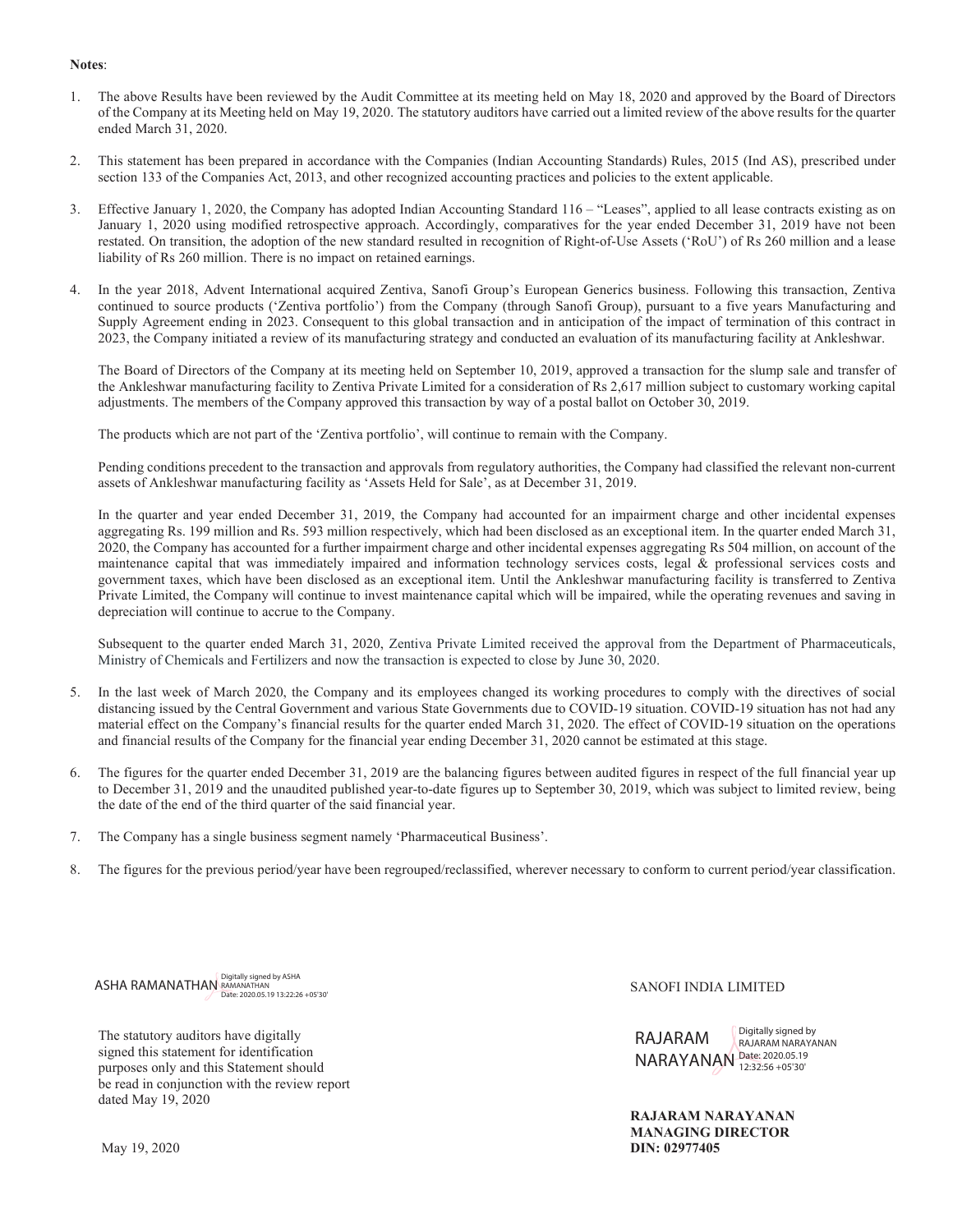**Notes**:

1. The above Results have been reviewed by the Audit Committee at its meeting held on May 18, 2020 and approved by the Board of Directors of the Company at its Meeting held on May 19, 2020. The statutory auditors have carried out a limited review of the above results for the quarter ended March 31, 2020.

2. This statement has been prepared in accordance with the Companies (Indian Accounting Standards) Rules, 2015 (Ind AS), prescribed under section 133 of the Companies Act, 2013, and other recognized accounting practices and policies to the extent applicable.

3. Effective January 1, 2020, the Company has adopted Indian Accounting Standard 116 – "Leases", applied to all lease contracts existing as on January 1, 2020 using modified retrospective approach. Accordingly, comparatives for the year ended December 31, 2019 have not been restated. On transition, the adoption of the new standard resulted in recognition of Right-of-Use Assets ('RoU') of Rs 260 million and a lease liability of Rs 260 million. There is no impact on retained earnings.

4. In the year 2018, Advent International acquired Zentiva, Sanofi Group's European Generics business. Following this transaction, Zentiva continued to source products ('Zentiva portfolio') from the Company (through Sanofi Group), pursuant to a five years Manufacturing and Supply Agreement ending in 2023. Consequent to this global transaction and in anticipation of the impact of termination of this contract in 2023, the Company initiated a review of its manufacturing strategy and conducted an evaluation of its manufacturing facility at Ankleshwar.

   The Board of Directors of the Company at its meeting held on September 10, 2019, approved a transaction for the slump sale and transfer of the Ankleshwar manufacturing facility to Zentiva Private Limited for a consideration of Rs 2,617 million subject to customary working capital adjustments. The members of the Company approved this transaction by way of a postal ballot on October 30, 2019.

   The products which are not part of the 'Zentiva portfolio', will continue to remain with the Company.

   Pending conditions precedent to the transaction and approvals from regulatory authorities, the Company had classified the relevant non-current assets of Ankleshwar manufacturing facility as 'Assets Held for Sale', as at December 31, 2019.

   In the quarter and year ended December 31, 2019, the Company had accounted for an impairment charge and other incidental expenses aggregating Rs. 199 million and Rs. 593 million respectively, which had been disclosed as an exceptional item. In the quarter ended March 31, 2020, the Company has accounted for a further impairment charge and other incidental expenses aggregating Rs 504 million, on account of the maintenance capital that was immediately impaired and information technology services costs, legal & professional services costs and government taxes, which have been disclosed as an exceptional item. Until the Ankleshwar manufacturing facility is transferred to Zentiva Private Limited, the Company will continue to invest maintenance capital which will be impaired, while the operating revenues and saving in depreciation will continue to accrue to the Company.

   Subsequent to the quarter ended March 31, 2020, Zentiva Private Limited received the approval from the Department of Pharmaceuticals, Ministry of Chemicals and Fertilizers and now the transaction is expected to close by June 30, 2020.

5. In the last week of March 2020, the Company and its employees changed its working procedures to comply with the directives of social distancing issued by the Central Government and various State Governments due to COVID-19 situation. COVID-19 situation has not had any material effect on the Company's financial results for the quarter ended March 31, 2020. The effect of COVID-19 situation on the operations and financial results of the Company for the financial year ending December 31, 2020 cannot be estimated at this stage.

6. The figures for the quarter ended December 31, 2019 are the balancing figures between audited figures in respect of the full financial year up to December 31, 2019 and the unaudited published year-to-date figures up to September 30, 2019, which was subject to limited review, being the date of the end of the third quarter of the said financial year.

7. The Company has a single business segment namely 'Pharmaceutical Business'.

8. The figures for the previous period/year have been regrouped/reclassified, wherever necessary to conform to current period/year classification.

ASHA RAMANATHAN Digitally signed by ASHA RAMANATHAN Date: 2020.05.19 13:22:26 +05'30'

The statutory auditors have digitally signed this statement for identification purposes only and this Statement should be read in conjunction with the review report dated May 19, 2020

May 19, 2020

SANOFI INDIA LIMITED

RAJARAM NARAYANAN Digitally signed by RAJARAM NARAYANAN Date: 2020.05.19 12:32:56 +05'30'

**RAJARAM NARAYANAN**
**MANAGING DIRECTOR**
**DIN: 02977405**